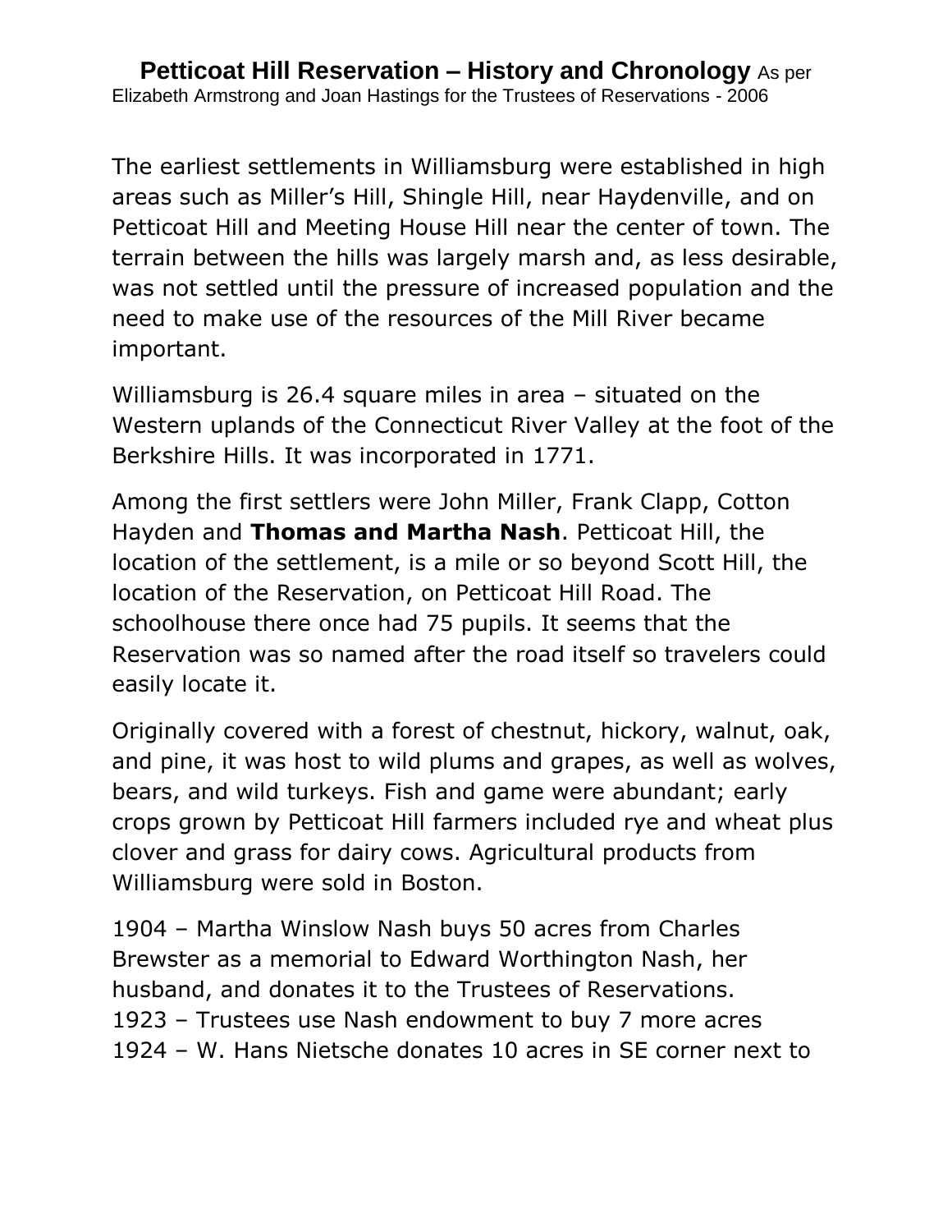**Petticoat Hill Reservation – History and Chronology** As per Elizabeth Armstrong and Joan Hastings for the Trustees of Reservations - 2006

The earliest settlements in Williamsburg were established in high areas such as Miller's Hill, Shingle Hill, near Haydenville, and on Petticoat Hill and Meeting House Hill near the center of town. The terrain between the hills was largely marsh and, as less desirable, was not settled until the pressure of increased population and the need to make use of the resources of the Mill River became important.

Williamsburg is 26.4 square miles in area – situated on the Western uplands of the Connecticut River Valley at the foot of the Berkshire Hills. It was incorporated in 1771.

Among the first settlers were John Miller, Frank Clapp, Cotton Hayden and **Thomas and Martha Nash**. Petticoat Hill, the location of the settlement, is a mile or so beyond Scott Hill, the location of the Reservation, on Petticoat Hill Road. The schoolhouse there once had 75 pupils. It seems that the Reservation was so named after the road itself so travelers could easily locate it.

Originally covered with a forest of chestnut, hickory, walnut, oak, and pine, it was host to wild plums and grapes, as well as wolves, bears, and wild turkeys. Fish and game were abundant; early crops grown by Petticoat Hill farmers included rye and wheat plus clover and grass for dairy cows. Agricultural products from Williamsburg were sold in Boston.

1904 – Martha Winslow Nash buys 50 acres from Charles Brewster as a memorial to Edward Worthington Nash, her husband, and donates it to the Trustees of Reservations.
1923 – Trustees use Nash endowment to buy 7 more acres
1924 – W. Hans Nietsche donates 10 acres in SE corner next to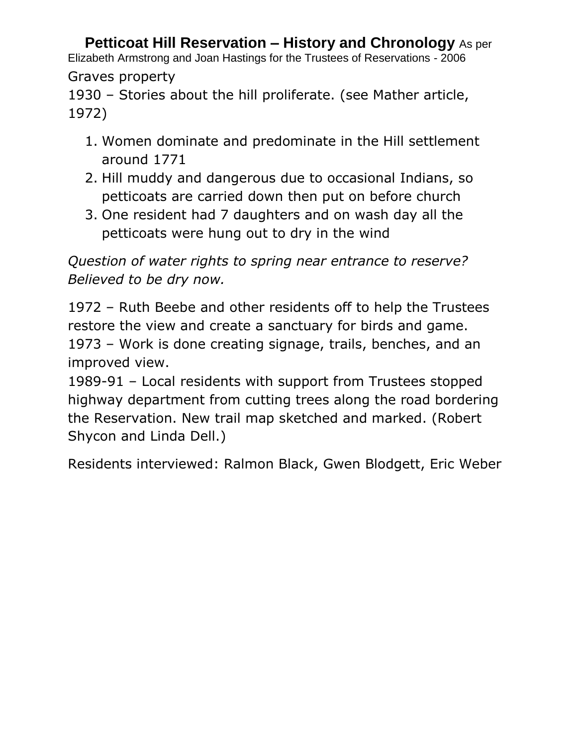**Petticoat Hill Reservation – History and Chronology** As per Elizabeth Armstrong and Joan Hastings for the Trustees of Reservations - 2006

Graves property

1930 – Stories about the hill proliferate. (see Mather article, 1972)

1. Women dominate and predominate in the Hill settlement around 1771
2. Hill muddy and dangerous due to occasional Indians, so petticoats are carried down then put on before church
3. One resident had 7 daughters and on wash day all the petticoats were hung out to dry in the wind

*Question of water rights to spring near entrance to reserve? Believed to be dry now.*

1972 – Ruth Beebe and other residents off to help the Trustees restore the view and create a sanctuary for birds and game.
1973 – Work is done creating signage, trails, benches, and an improved view.
1989-91 – Local residents with support from Trustees stopped highway department from cutting trees along the road bordering the Reservation. New trail map sketched and marked. (Robert Shycon and Linda Dell.)

Residents interviewed: Ralmon Black, Gwen Blodgett, Eric Weber